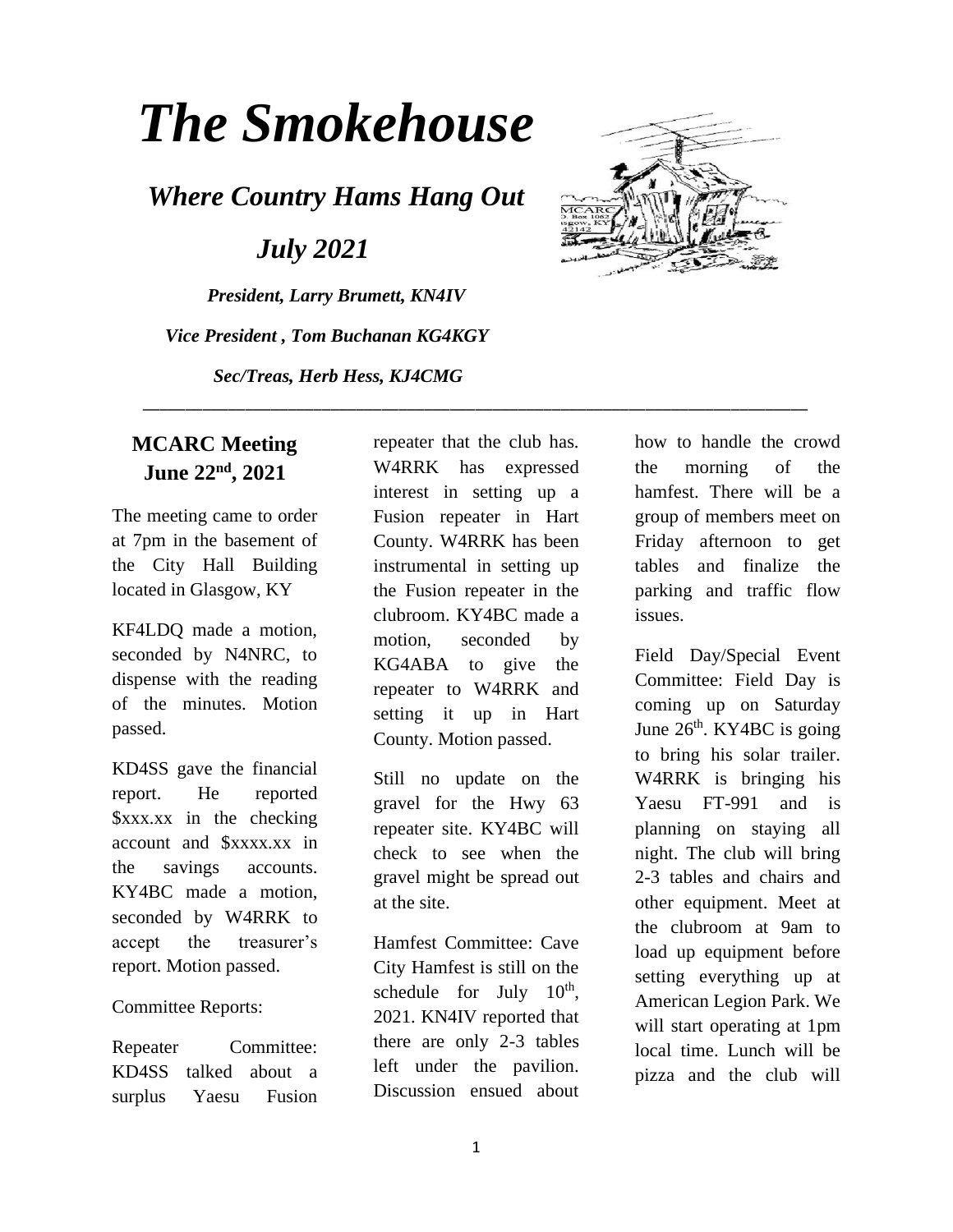# *The Smokehouse*

## *Where Country Hams Hang Out*

## *July 2021*

***President, Larry Brumett, KN4IV***

***Vice President , Tom Buchanan KG4KGY***

***Sec/Treas, Herb Hess, KJ4CMG***

---

## MCARC Meeting June 22nd, 2021

The meeting came to order at 7pm in the basement of the City Hall Building located in Glasgow, KY

KF4LDQ made a motion, seconded by N4NRC, to dispense with the reading of the minutes. Motion passed.

KD4SS gave the financial report. He reported $xxx.xx in the checking account and $xxxx.xx in the savings accounts. KY4BC made a motion, seconded by W4RRK to accept the treasurer's report. Motion passed.

Committee Reports:

Repeater Committee: KD4SS talked about a surplus Yaesu Fusion repeater that the club has. W4RRK has expressed interest in setting up a Fusion repeater in Hart County. W4RRK has been instrumental in setting up the Fusion repeater in the clubroom. KY4BC made a motion, seconded by KG4ABA to give the repeater to W4RRK and setting it up in Hart County. Motion passed.

Still no update on the gravel for the Hwy 63 repeater site. KY4BC will check to see when the gravel might be spread out at the site.

Hamfest Committee: Cave City Hamfest is still on the schedule for July 10th, 2021. KN4IV reported that there are only 2-3 tables left under the pavilion. Discussion ensued about how to handle the crowd the morning of the hamfest. There will be a group of members meet on Friday afternoon to get tables and finalize the parking and traffic flow issues.

Field Day/Special Event Committee: Field Day is coming up on Saturday June 26th. KY4BC is going to bring his solar trailer. W4RRK is bringing his Yaesu FT-991 and is planning on staying all night. The club will bring 2-3 tables and chairs and other equipment. Meet at the clubroom at 9am to load up equipment before setting everything up at American Legion Park. We will start operating at 1pm local time. Lunch will be pizza and the club will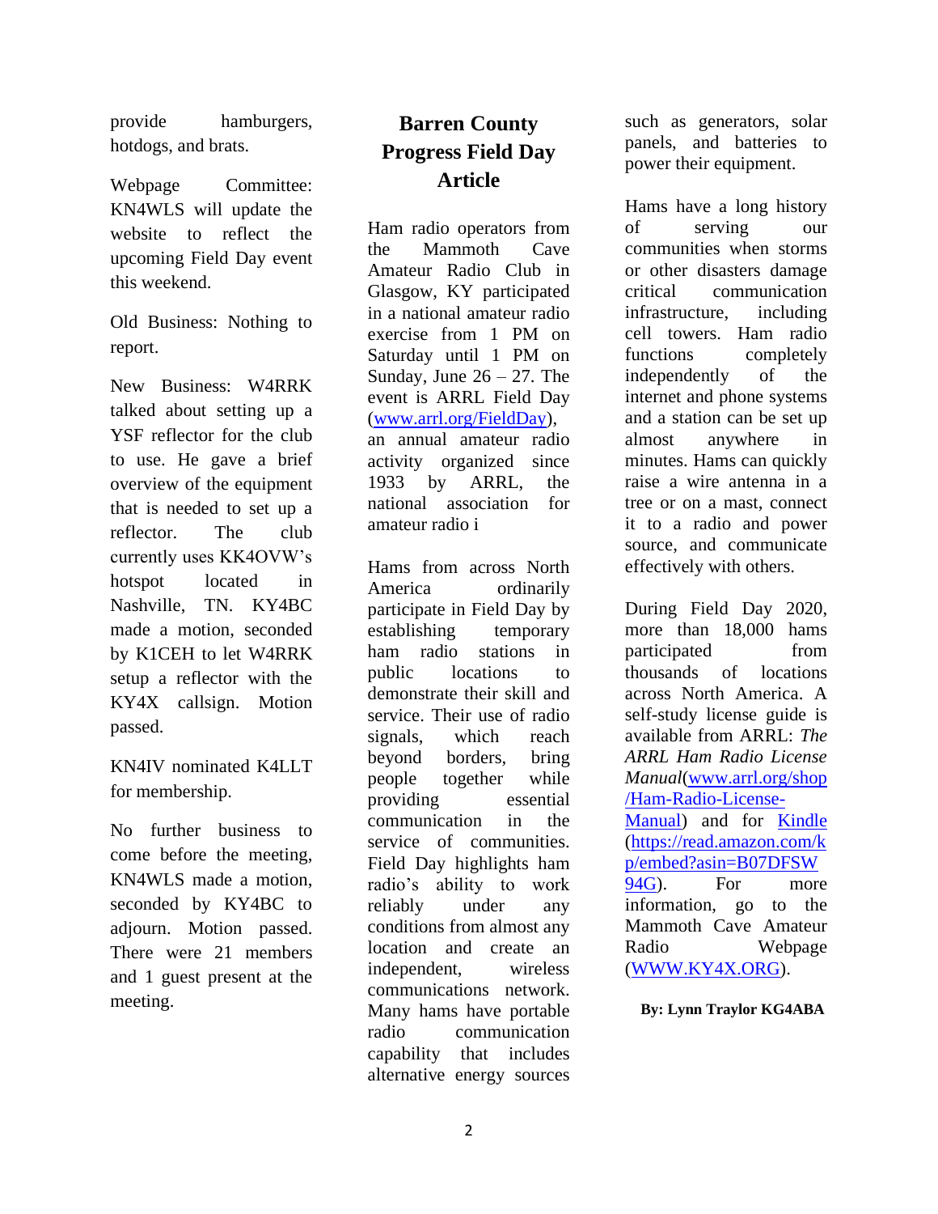provide hamburgers, hotdogs, and brats.

Webpage Committee: KN4WLS will update the website to reflect the upcoming Field Day event this weekend.

Old Business: Nothing to report.

New Business: W4RRK talked about setting up a YSF reflector for the club to use. He gave a brief overview of the equipment that is needed to set up a reflector. The club currently uses KK4OVW's hotspot located in Nashville, TN. KY4BC made a motion, seconded by K1CEH to let W4RRK setup a reflector with the KY4X callsign. Motion passed.

KN4IV nominated K4LLT for membership.

No further business to come before the meeting, KN4WLS made a motion, seconded by KY4BC to adjourn. Motion passed. There were 21 members and 1 guest present at the meeting.

## Barren County Progress Field Day Article

Ham radio operators from the Mammoth Cave Amateur Radio Club in Glasgow, KY participated in a national amateur radio exercise from 1 PM on Saturday until 1 PM on Sunday, June 26 – 27. The event is ARRL Field Day ([www.arrl.org/FieldDay](www.arrl.org/FieldDay)), an annual amateur radio activity organized since 1933 by ARRL, the national association for amateur radio i

Hams from across North America ordinarily participate in Field Day by establishing temporary ham radio stations in public locations to demonstrate their skill and service. Their use of radio signals, which reach beyond borders, bring people together while providing essential communication in the service of communities. Field Day highlights ham radio's ability to work reliably under any conditions from almost any location and create an independent, wireless communications network. Many hams have portable radio communication capability that includes alternative energy sources such as generators, solar panels, and batteries to power their equipment.

Hams have a long history of serving our communities when storms or other disasters damage critical communication infrastructure, including cell towers. Ham radio functions completely independently of the internet and phone systems and a station can be set up almost anywhere in minutes. Hams can quickly raise a wire antenna in a tree or on a mast, connect it to a radio and power source, and communicate effectively with others.

During Field Day 2020, more than 18,000 hams participated from thousands of locations across North America. A self-study license guide is available from ARRL: *The ARRL Ham Radio License Manual*([www.arrl.org/shop/Ham-Radio-License-Manual](www.arrl.org/shop/Ham-Radio-License-Manual)) and for [Kindle](https://read.amazon.com/kp/embed?asin=B07DFSW94G) ([https://read.amazon.com/kp/embed?asin=B07DFSW94G](https://read.amazon.com/kp/embed?asin=B07DFSW94G)). For more information, go to the Mammoth Cave Amateur Radio Webpage ([WWW.KY4X.ORG](WWW.KY4X.ORG)).

**By: Lynn Traylor KG4ABA**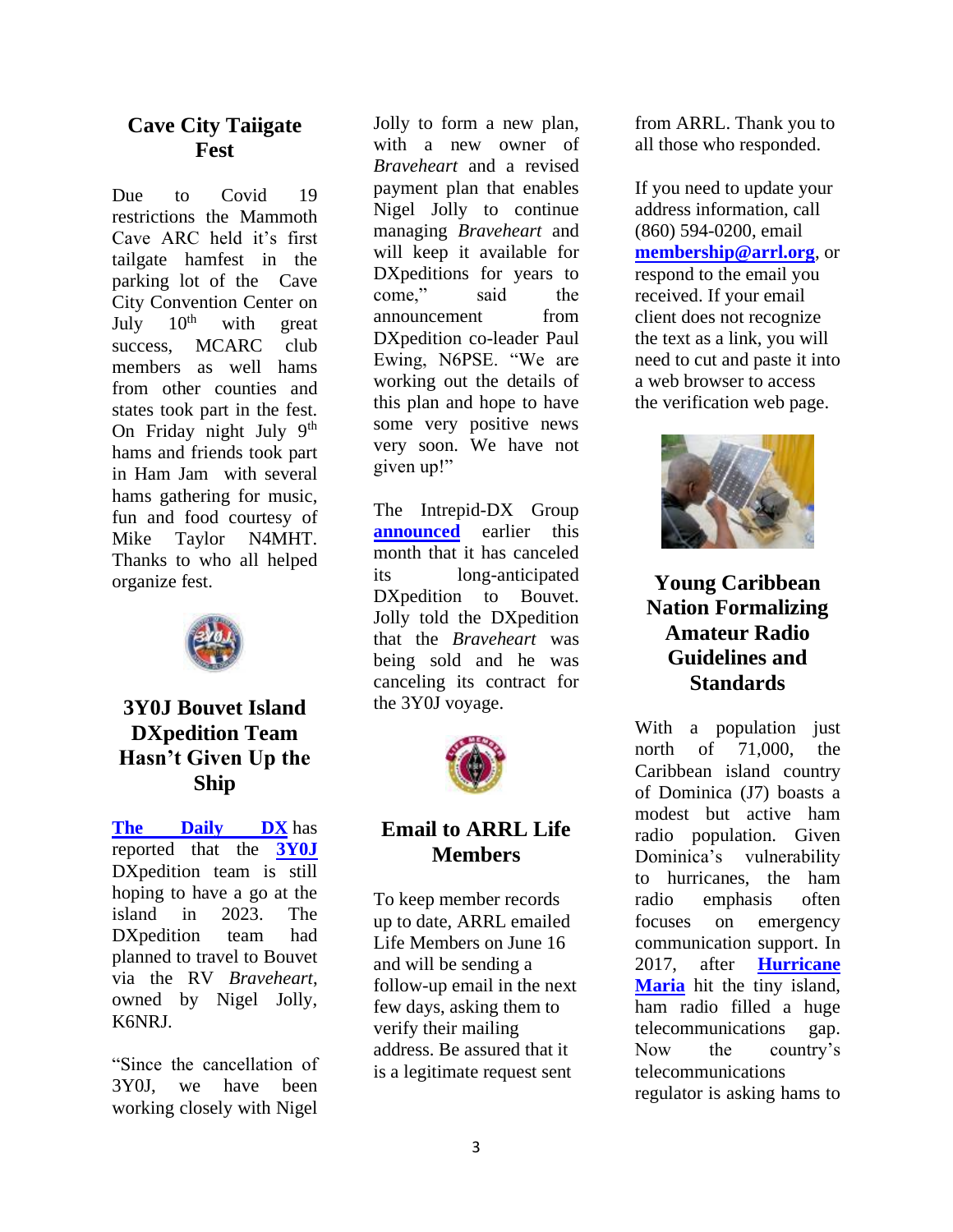## Cave City Taiigate Fest

Due to Covid 19 restrictions the Mammoth Cave ARC held it's first tailgate hamfest in the parking lot of the Cave City Convention Center on July 10th with great success, MCARC club members as well hams from other counties and states took part in the fest. On Friday night July 9th hams and friends took part in Ham Jam with several hams gathering for music, fun and food courtesy of Mike Taylor N4MHT. Thanks to who all helped organize fest.

## 3Y0J Bouvet Island DXpedition Team Hasn't Given Up the Ship

**The Daily DX** has reported that the **3Y0J** DXpedition team is still hoping to have a go at the island in 2023. The DXpedition team had planned to travel to Bouvet via the RV *Braveheart*, owned by Nigel Jolly, K6NRJ.

"Since the cancellation of 3Y0J, we have been working closely with Nigel Jolly to form a new plan, with a new owner of *Braveheart* and a revised payment plan that enables Nigel Jolly to continue managing *Braveheart* and will keep it available for DXpeditions for years to come," said the announcement from DXpedition co-leader Paul Ewing, N6PSE. "We are working out the details of this plan and hope to have some very positive news very soon. We have not given up!"

The Intrepid-DX Group **announced** earlier this month that it has canceled its long-anticipated DXpedition to Bouvet. Jolly told the DXpedition that the *Braveheart* was being sold and he was canceling its contract for the 3Y0J voyage.

## Email to ARRL Life Members

To keep member records up to date, ARRL emailed Life Members on June 16 and will be sending a follow-up email in the next few days, asking them to verify their mailing address. Be assured that it is a legitimate request sent from ARRL. Thank you to all those who responded.

If you need to update your address information, call (860) 594-0200, email **membership@arrl.org**, or respond to the email you received. If your email client does not recognize the text as a link, you will need to cut and paste it into a web browser to access the verification web page.

## Young Caribbean Nation Formalizing Amateur Radio Guidelines and Standards

With a population just north of 71,000, the Caribbean island country of Dominica (J7) boasts a modest but active ham radio population. Given Dominica's vulnerability to hurricanes, the ham radio emphasis often focuses on emergency communication support. In 2017, after **Hurricane Maria** hit the tiny island, ham radio filled a huge telecommunications gap. Now the country's telecommunications regulator is asking hams to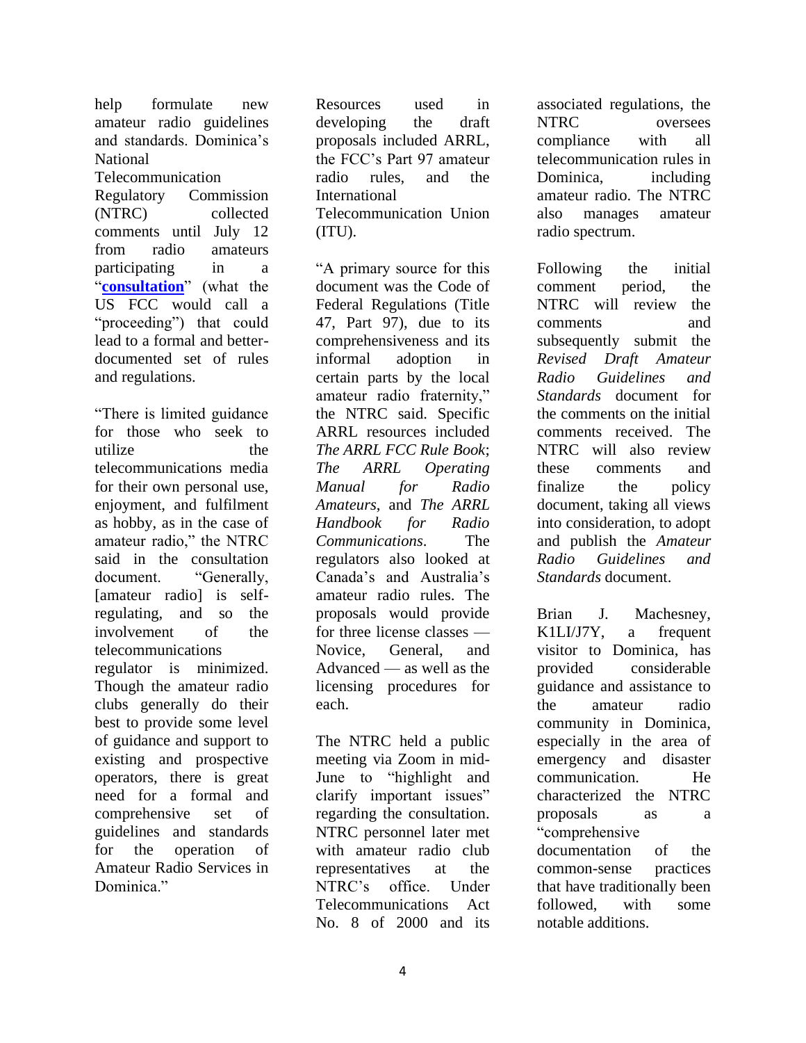help formulate new amateur radio guidelines and standards. Dominica's National Telecommunication Regulatory Commission (NTRC) collected comments until July 12 from radio amateurs participating in a "**consultation**" (what the US FCC would call a "proceeding") that could lead to a formal and better-documented set of rules and regulations.

"There is limited guidance for those who seek to utilize the telecommunications media for their own personal use, enjoyment, and fulfilment as hobby, as in the case of amateur radio," the NTRC said in the consultation document. "Generally, [amateur radio] is self-regulating, and so the involvement of the telecommunications regulator is minimized. Though the amateur radio clubs generally do their best to provide some level of guidance and support to existing and prospective operators, there is great need for a formal and comprehensive set of guidelines and standards for the operation of Amateur Radio Services in Dominica."

Resources used in developing the draft proposals included ARRL, the FCC's Part 97 amateur radio rules, and the International Telecommunication Union (ITU).

"A primary source for this document was the Code of Federal Regulations (Title 47, Part 97), due to its comprehensiveness and its informal adoption in certain parts by the local amateur radio fraternity," the NTRC said. Specific ARRL resources included *The ARRL FCC Rule Book*; *The ARRL Operating Manual for Radio Amateurs*, and *The ARRL Handbook for Radio Communications*. The regulators also looked at Canada's and Australia's amateur radio rules. The proposals would provide for three license classes — Novice, General, and Advanced — as well as the licensing procedures for each.

The NTRC held a public meeting via Zoom in mid-June to "highlight and clarify important issues" regarding the consultation. NTRC personnel later met with amateur radio club representatives at the NTRC's office. Under Telecommunications Act No. 8 of 2000 and its associated regulations, the NTRC oversees compliance with all telecommunication rules in Dominica, including amateur radio. The NTRC also manages amateur radio spectrum.

Following the initial comment period, the NTRC will review the comments and subsequently submit the *Revised Draft Amateur Radio Guidelines and Standards* document for the comments on the initial comments received. The NTRC will also review these comments and finalize the policy document, taking all views into consideration, to adopt and publish the *Amateur Radio Guidelines and Standards* document.

Brian J. Machesney, K1LI/J7Y, a frequent visitor to Dominica, has provided considerable guidance and assistance to the amateur radio community in Dominica, especially in the area of emergency and disaster communication. He characterized the NTRC proposals as a "comprehensive documentation of the common-sense practices that have traditionally been followed, with some notable additions.